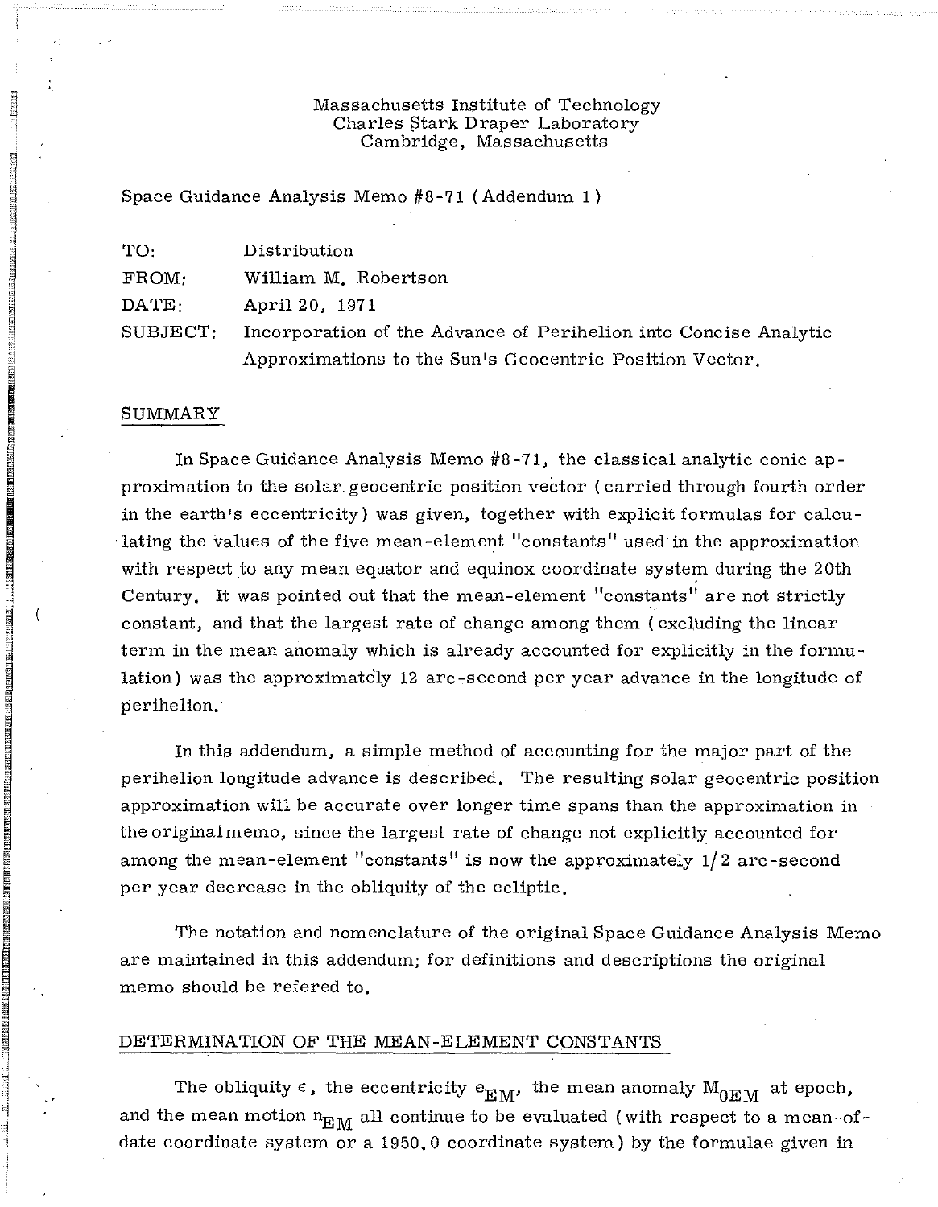Massachusetts Institute of Technology
Charles Stark Draper Laboratory
Cambridge, Massachusetts

Space Guidance Analysis Memo #8-71 (Addendum 1)

| | |
|---|---|
| TO: | Distribution |
| FROM: | William M. Robertson |
| DATE: | April 20, 1971 |
| SUBJECT: | Incorporation of the Advance of Perihelion into Concise Analytic Approximations to the Sun's Geocentric Position Vector. |

## SUMMARY

In Space Guidance Analysis Memo #8-71, the classical analytic conic approximation to the solar geocentric position vector (carried through fourth order in the earth's eccentricity) was given, together with explicit formulas for calculating the values of the five mean-element "constants" used in the approximation with respect to any mean equator and equinox coordinate system during the 20th Century. It was pointed out that the mean-element "constants" are not strictly constant, and that the largest rate of change among them (excluding the linear term in the mean anomaly which is already accounted for explicitly in the formulation) was the approximately 12 arc-second per year advance in the longitude of perihelion.

In this addendum, a simple method of accounting for the major part of the perihelion longitude advance is described. The resulting solar geocentric position approximation will be accurate over longer time spans than the approximation in the original memo, since the largest rate of change not explicitly accounted for among the mean-element "constants" is now the approximately 1/2 arc-second per year decrease in the obliquity of the ecliptic.

The notation and nomenclature of the original Space Guidance Analysis Memo are maintained in this addendum; for definitions and descriptions the original memo should be refered to.

## DETERMINATION OF THE MEAN-ELEMENT CONSTANTS

The obliquity $\epsilon$, the eccentricity $e_{EM}$, the mean anomaly $M_{0EM}$ at epoch, and the mean motion $n_{EM}$ all continue to be evaluated (with respect to a mean-of-date coordinate system or a 1950.0 coordinate system) by the formulae given in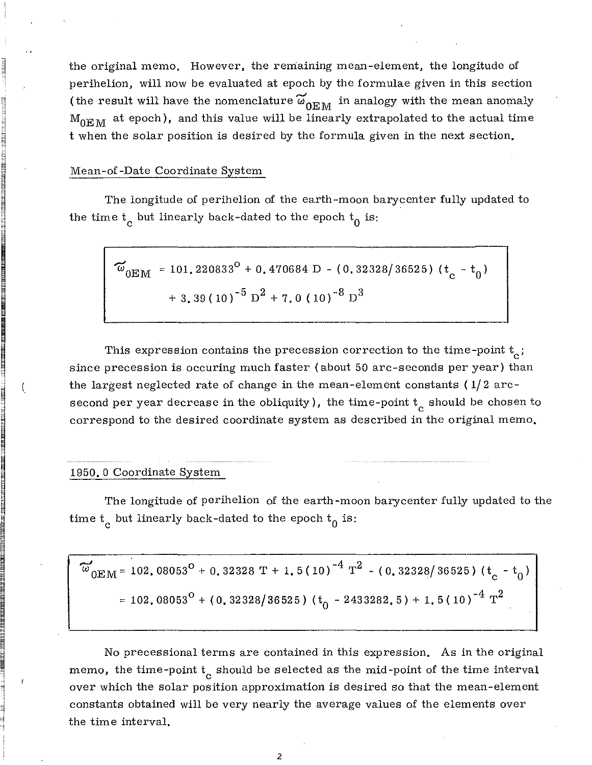the original memo. However, the remaining mean-element, the longitude of perihelion, will now be evaluated at epoch by the formulae given in this section (the result will have the nomenclature $\tilde{\omega}_{0EM}$ in analogy with the mean anomaly $M_{0EM}$ at epoch), and this value will be linearly extrapolated to the actual time t when the solar position is desired by the formula given in the next section.

## Mean-of-Date Coordinate System

The longitude of perihelion of the earth-moon barycenter fully updated to the time $t_c$ but linearly back-dated to the epoch $t_0$ is:

$$\tilde{\omega}_{0EM} = 101.220833^\circ + 0.470684\ D - (0.32328/36525)\ (t_c - t_0) + 3.39\,(10)^{-5}\ D^2 + 7.0\,(10)^{-8}\ D^3$$

This expression contains the precession correction to the time-point $t_c$; since precession is occuring much faster (about 50 arc-seconds per year) than the largest neglected rate of change in the mean-element constants (1/2 arc-second per year decrease in the obliquity), the time-point $t_c$ should be chosen to correspond to the desired coordinate system as described in the original memo.

## 1950.0 Coordinate System

The longitude of perihelion of the earth-moon barycenter fully updated to the time $t_c$ but linearly back-dated to the epoch $t_0$ is:

$$\begin{aligned}\tilde{\omega}_{0EM} &= 102.08053^\circ + 0.32328\ T + 1.5\,(10)^{-4}\ T^2 - (0.32328/36525)\ (t_c - t_0) \\ &= 102.08053^\circ + (0.32328/36525)\ (t_0 - 2433282.5) + 1.5\,(10)^{-4}\ T^2\end{aligned}$$

No precessional terms are contained in this expression. As in the original memo, the time-point $t_c$ should be selected as the mid-point of the time interval over which the solar position approximation is desired so that the mean-element constants obtained will be very nearly the average values of the elements over the time interval.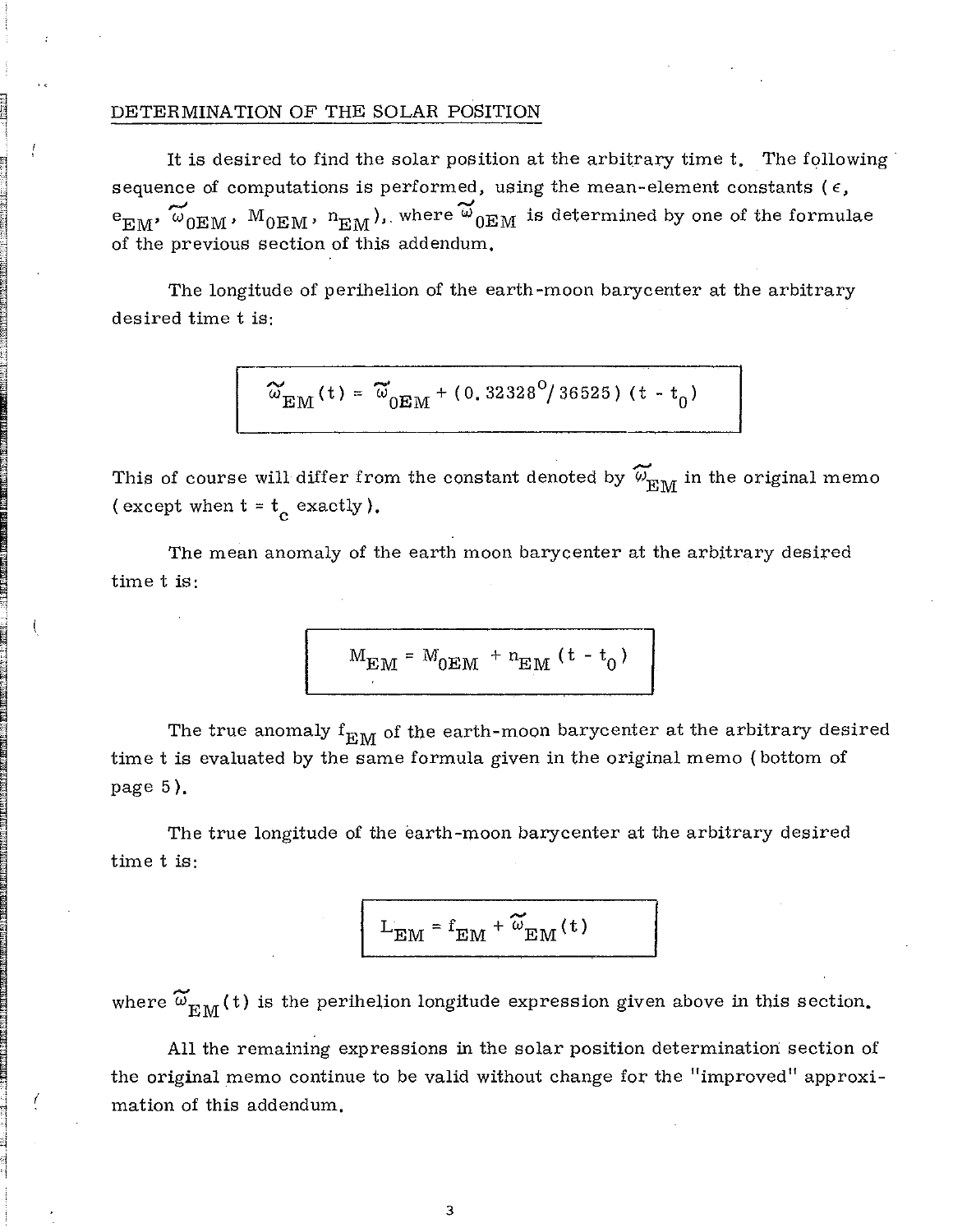## DETERMINATION OF THE SOLAR POSITION

It is desired to find the solar position at the arbitrary time t. The following sequence of computations is performed, using the mean-element constants ($\epsilon$, $e_{EM}$, $\tilde{\omega}_{0EM}$, $M_{0EM}$, $n_{EM}$), where $\tilde{\omega}_{0EM}$ is determined by one of the formulae of the previous section of this addendum.

The longitude of perihelion of the earth-moon barycenter at the arbitrary desired time t is:

$$\tilde{\omega}_{EM}(t) = \tilde{\omega}_{0EM} + (0.32328^{\circ}/36525)(t - t_0)$$

This of course will differ from the constant denoted by $\tilde{\omega}_{EM}$ in the original memo (except when $t = t_c$ exactly).

The mean anomaly of the earth moon barycenter at the arbitrary desired time t is:

$$M_{EM} = M_{0EM} + n_{EM}(t - t_0)$$

The true anomaly $f_{EM}$ of the earth-moon barycenter at the arbitrary desired time t is evaluated by the same formula given in the original memo (bottom of page 5).

The true longitude of the earth-moon barycenter at the arbitrary desired time t is:

$$L_{EM} = f_{EM} + \tilde{\omega}_{EM}(t)$$

where $\tilde{\omega}_{EM}(t)$ is the perihelion longitude expression given above in this section.

All the remaining expressions in the solar position determination section of the original memo continue to be valid without change for the "improved" approximation of this addendum.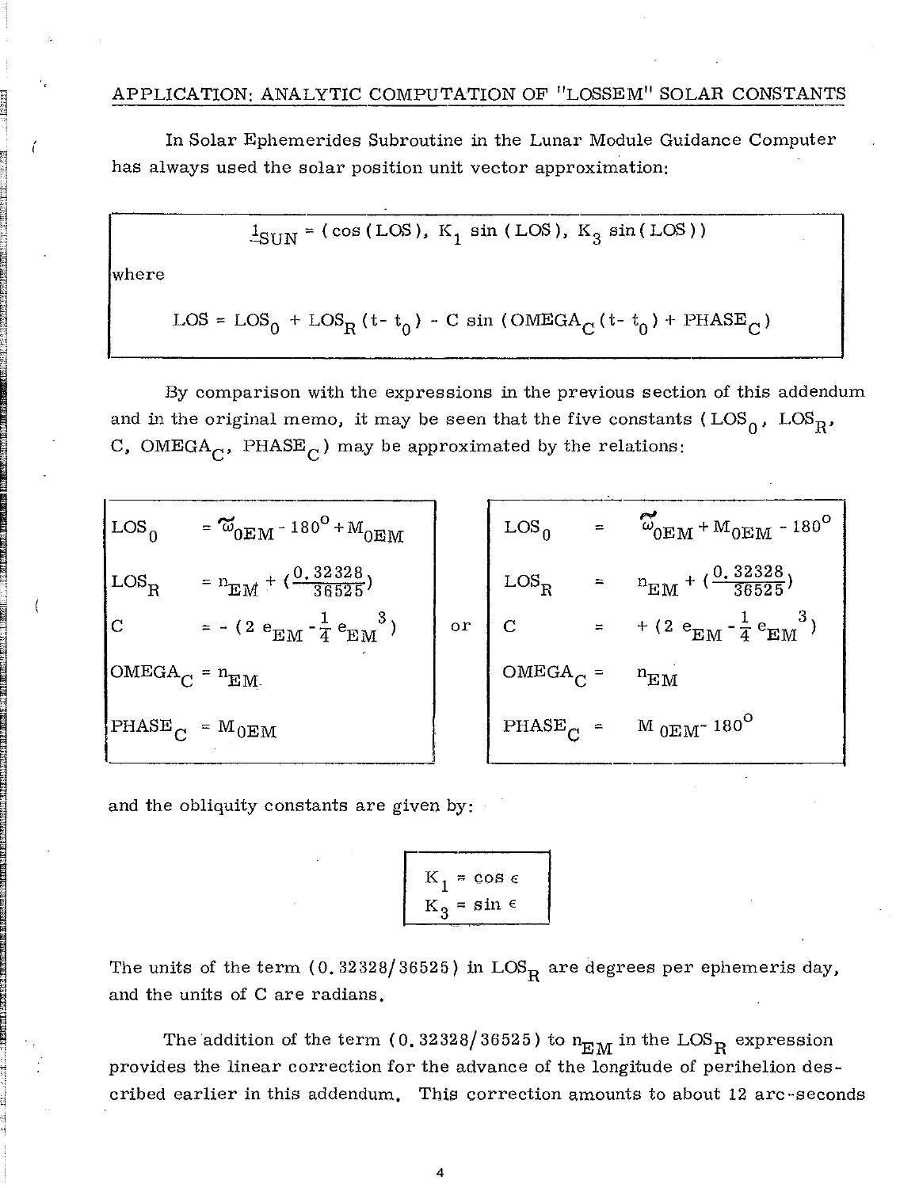## APPLICATION: ANALYTIC COMPUTATION OF "LOSSEM" SOLAR CONSTANTS

In Solar Ephemerides Subroutine in the Lunar Module Guidance Computer has always used the solar position unit vector approximation:

$$\underline{1}_{SUN} = (\cos(LOS),\ K_1 \sin(LOS),\ K_3 \sin(LOS))$$

where

$$LOS = LOS_0 + LOS_R (t - t_0) - C \sin(OMEGA_C (t - t_0) + PHASE_C)$$

By comparison with the expressions in the previous section of this addendum and in the original memo, it may be seen that the five constants ($LOS_0$, $LOS_R$, $C$, $OMEGA_C$, $PHASE_C$) may be approximated by the relations:

$$
\begin{aligned}
LOS_0 &= \tilde{\omega}_{0EM} - 180^\circ + M_{0EM} \\
LOS_R &= n_{EM} + \left(\frac{0.32328}{36525}\right) \\
C &= -\left(2\, e_{EM} - \frac{1}{4}\, e_{EM}^{\ 3}\right) \\
OMEGA_C &= n_{EM} \\
PHASE_C &= M_{0EM}
\end{aligned}
$$

or

$$
\begin{aligned}
LOS_0 &= \tilde{\omega}_{0EM} + M_{0EM} - 180^\circ \\
LOS_R &= n_{EM} + \left(\frac{0.32328}{36525}\right) \\
C &= +\left(2\, e_{EM} - \frac{1}{4}\, e_{EM}^{\ 3}\right) \\
OMEGA_C &= n_{EM} \\
PHASE_C &= M_{0EM} - 180^\circ
\end{aligned}
$$

and the obliquity constants are given by:

$$
\begin{aligned}
K_1 &= \cos \epsilon \\
K_3 &= \sin \epsilon
\end{aligned}
$$

The units of the term $(0.32328/36525)$ in $LOS_R$ are degrees per ephemeris day, and the units of $C$ are radians.

The addition of the term $(0.32328/36525)$ to $n_{EM}$ in the $LOS_R$ expression provides the linear correction for the advance of the longitude of perihelion described earlier in this addendum. This correction amounts to about 12 arc-seconds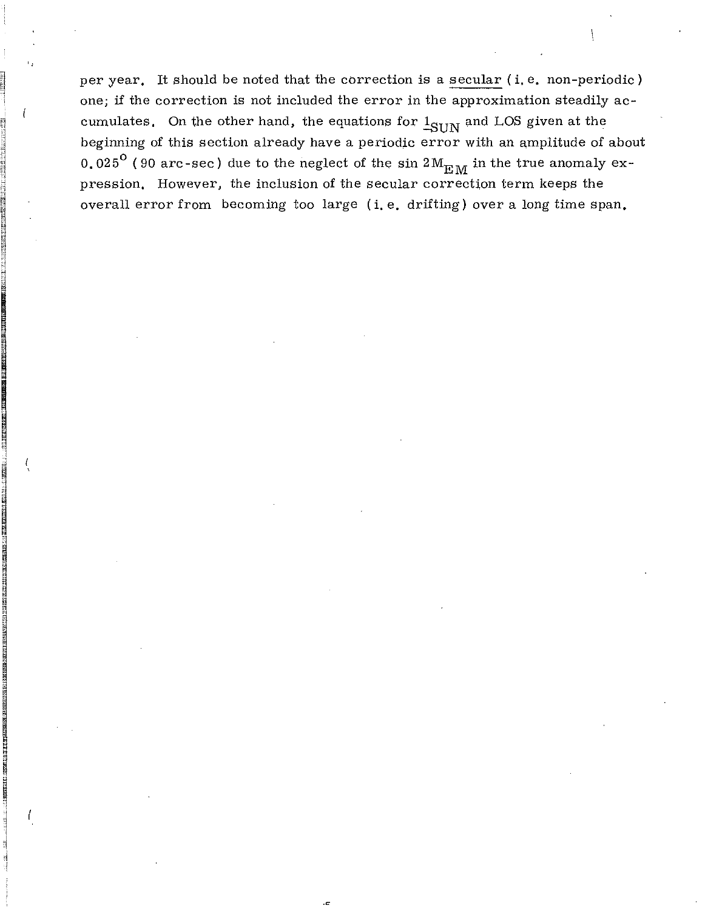per year. It should be noted that the correction is a <u>secular</u> (i.e. non-periodic) one; if the correction is not included the error in the approximation steadily accumulates. On the other hand, the equations for $\underline{1}_{SUN}$ and LOS given at the beginning of this section already have a periodic error with an amplitude of about $0.025^{\circ}$ (90 arc-sec) due to the neglect of the $\sin 2M_{EM}$ in the true anomaly expression. However, the inclusion of the secular correction term keeps the overall error from becoming too large (i.e. drifting) over a long time span.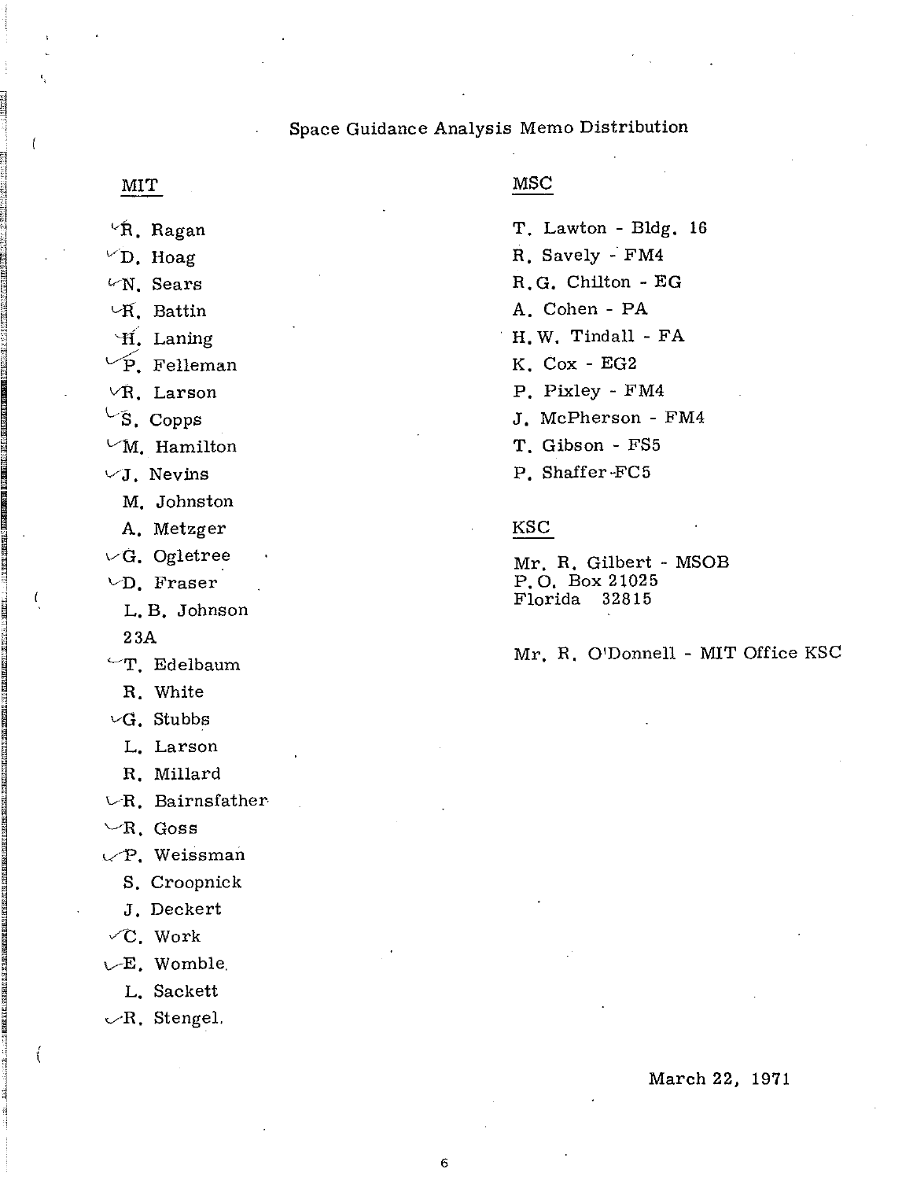# Space Guidance Analysis Memo Distribution

## MIT

R. Ragan
D. Hoag
N. Sears
R. Battin
H. Laning
P. Felleman
R. Larson
S. Copps
M. Hamilton
J. Nevins
M. Johnston
A. Metzger
G. Ogletree
D. Fraser
L.B. Johnson
23A
T. Edelbaum
R. White
G. Stubbs
L. Larson
R. Millard
R. Bairnsfather
R. Goss
P. Weissman
S. Croopnick
J. Deckert
C. Work
E. Womble
L. Sackett
R. Stengel

## MSC

T. Lawton - Bldg. 16
R. Savely - FM4
R.G. Chilton - EG
A. Cohen - PA
H.W. Tindall - FA
K. Cox - EG2
P. Pixley - FM4
J. McPherson - FM4
T. Gibson - FS5
P. Shaffer-FC5

## KSC

Mr. R. Gilbert - MSOB
P.O. Box 21025
Florida 32815

Mr. R. O'Donnell - MIT Office KSC

March 22, 1971